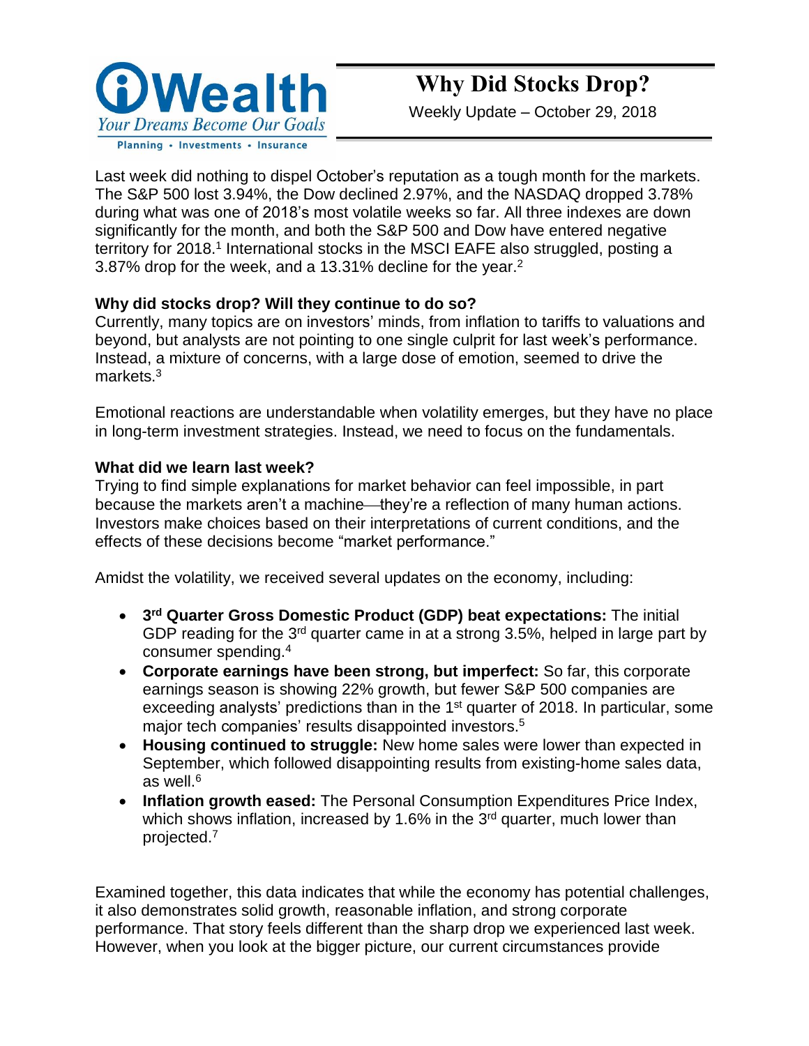# Why Did Stocks Drop?

Weekly Update – October 29, 2018

Last week did nothing to dispel October's reputation as a tough month for the markets. The S&P 500 lost 3.94%, the Dow declined 2.97%, and the NASDAQ dropped 3.78% during what was one of 2018's most volatile weeks so far. All three indexes are down significantly for the month, and both the S&P 500 and Dow have entered negative territory for 2018.[1] International stocks in the MSCI EAFE also struggled, posting a 3.87% drop for the week, and a 13.31% decline for the year.[2]

**Why did stocks drop? Will they continue to do so?**

Currently, many topics are on investors' minds, from inflation to tariffs to valuations and beyond, but analysts are not pointing to one single culprit for last week's performance. Instead, a mixture of concerns, with a large dose of emotion, seemed to drive the markets.[3]

Emotional reactions are understandable when volatility emerges, but they have no place in long-term investment strategies. Instead, we need to focus on the fundamentals.

**What did we learn last week?**

Trying to find simple explanations for market behavior can feel impossible, in part because the markets aren't a machine—they're a reflection of many human actions. Investors make choices based on their interpretations of current conditions, and the effects of these decisions become "market performance."

Amidst the volatility, we received several updates on the economy, including:

- **3rd Quarter Gross Domestic Product (GDP) beat expectations:** The initial GDP reading for the 3rd quarter came in at a strong 3.5%, helped in large part by consumer spending.[4]
- **Corporate earnings have been strong, but imperfect:** So far, this corporate earnings season is showing 22% growth, but fewer S&P 500 companies are exceeding analysts' predictions than in the 1st quarter of 2018. In particular, some major tech companies' results disappointed investors.[5]
- **Housing continued to struggle:** New home sales were lower than expected in September, which followed disappointing results from existing-home sales data, as well.[6]
- **Inflation growth eased:** The Personal Consumption Expenditures Price Index, which shows inflation, increased by 1.6% in the 3rd quarter, much lower than projected.[7]

Examined together, this data indicates that while the economy has potential challenges, it also demonstrates solid growth, reasonable inflation, and strong corporate performance. That story feels different than the sharp drop we experienced last week. However, when you look at the bigger picture, our current circumstances provide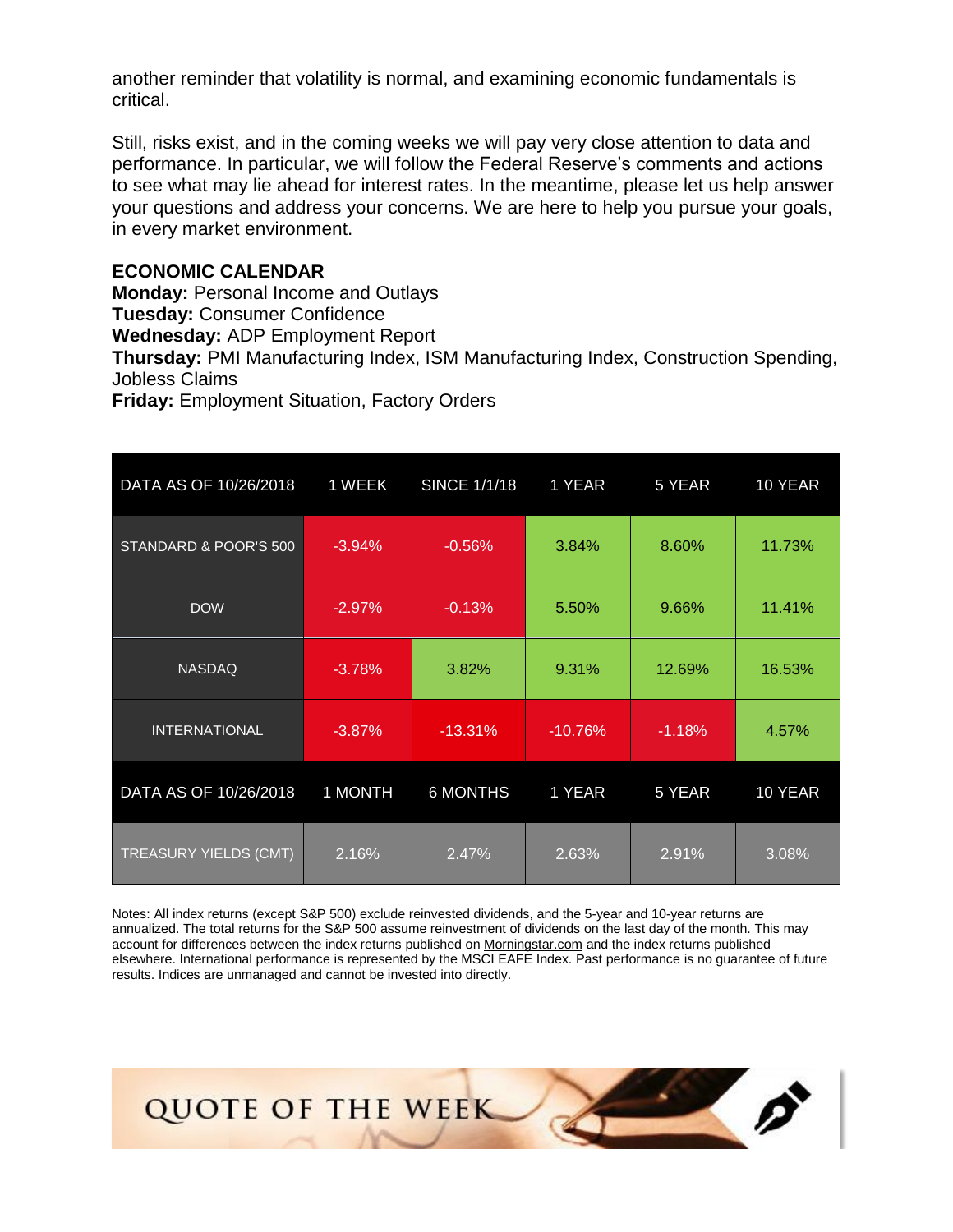another reminder that volatility is normal, and examining economic fundamentals is critical.

Still, risks exist, and in the coming weeks we will pay very close attention to data and performance. In particular, we will follow the Federal Reserve's comments and actions to see what may lie ahead for interest rates. In the meantime, please let us help answer your questions and address your concerns. We are here to help you pursue your goals, in every market environment.

**ECONOMIC CALENDAR**

**Monday:** Personal Income and Outlays
**Tuesday:** Consumer Confidence
**Wednesday:** ADP Employment Report
**Thursday:** PMI Manufacturing Index, ISM Manufacturing Index, Construction Spending, Jobless Claims
**Friday:** Employment Situation, Factory Orders

| DATA AS OF 10/26/2018 | 1 WEEK | SINCE 1/1/18 | 1 YEAR | 5 YEAR | 10 YEAR |
|---|---|---|---|---|---|
| STANDARD & POOR'S 500 | -3.94% | -0.56% | 3.84% | 8.60% | 11.73% |
| DOW | -2.97% | -0.13% | 5.50% | 9.66% | 11.41% |
| NASDAQ | -3.78% | 3.82% | 9.31% | 12.69% | 16.53% |
| INTERNATIONAL | -3.87% | -13.31% | -10.76% | -1.18% | 4.57% |
| **DATA AS OF 10/26/2018** | **1 MONTH** | **6 MONTHS** | **1 YEAR** | **5 YEAR** | **10 YEAR** |
| TREASURY YIELDS (CMT) | 2.16% | 2.47% | 2.63% | 2.91% | 3.08% |

Notes: All index returns (except S&P 500) exclude reinvested dividends, and the 5-year and 10-year returns are annualized. The total returns for the S&P 500 assume reinvestment of dividends on the last day of the month. This may account for differences between the index returns published on Morningstar.com and the index returns published elsewhere. International performance is represented by the MSCI EAFE Index. Past performance is no guarantee of future results. Indices are unmanaged and cannot be invested into directly.

## QUOTE OF THE WEEK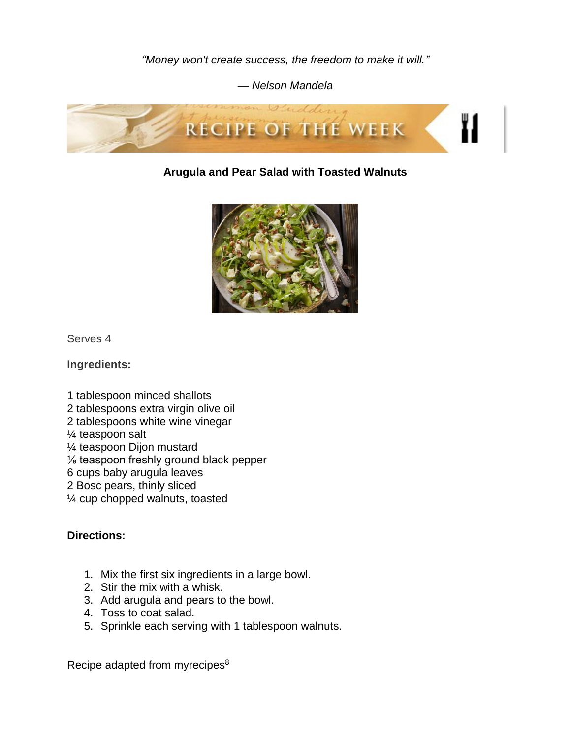*"Money won't create success, the freedom to make it will."*

*— Nelson Mandela*

RECIPE OF THE WEEK

**Arugula and Pear Salad with Toasted Walnuts**

Serves 4

**Ingredients:**

1 tablespoon minced shallots
2 tablespoons extra virgin olive oil
2 tablespoons white wine vinegar
¼ teaspoon salt
¼ teaspoon Dijon mustard
⅛ teaspoon freshly ground black pepper
6 cups baby arugula leaves
2 Bosc pears, thinly sliced
¼ cup chopped walnuts, toasted

**Directions:**

1. Mix the first six ingredients in a large bowl.
2. Stir the mix with a whisk.
3. Add arugula and pears to the bowl.
4. Toss to coat salad.
5. Sprinkle each serving with 1 tablespoon walnuts.

Recipe adapted from myrecipes[8]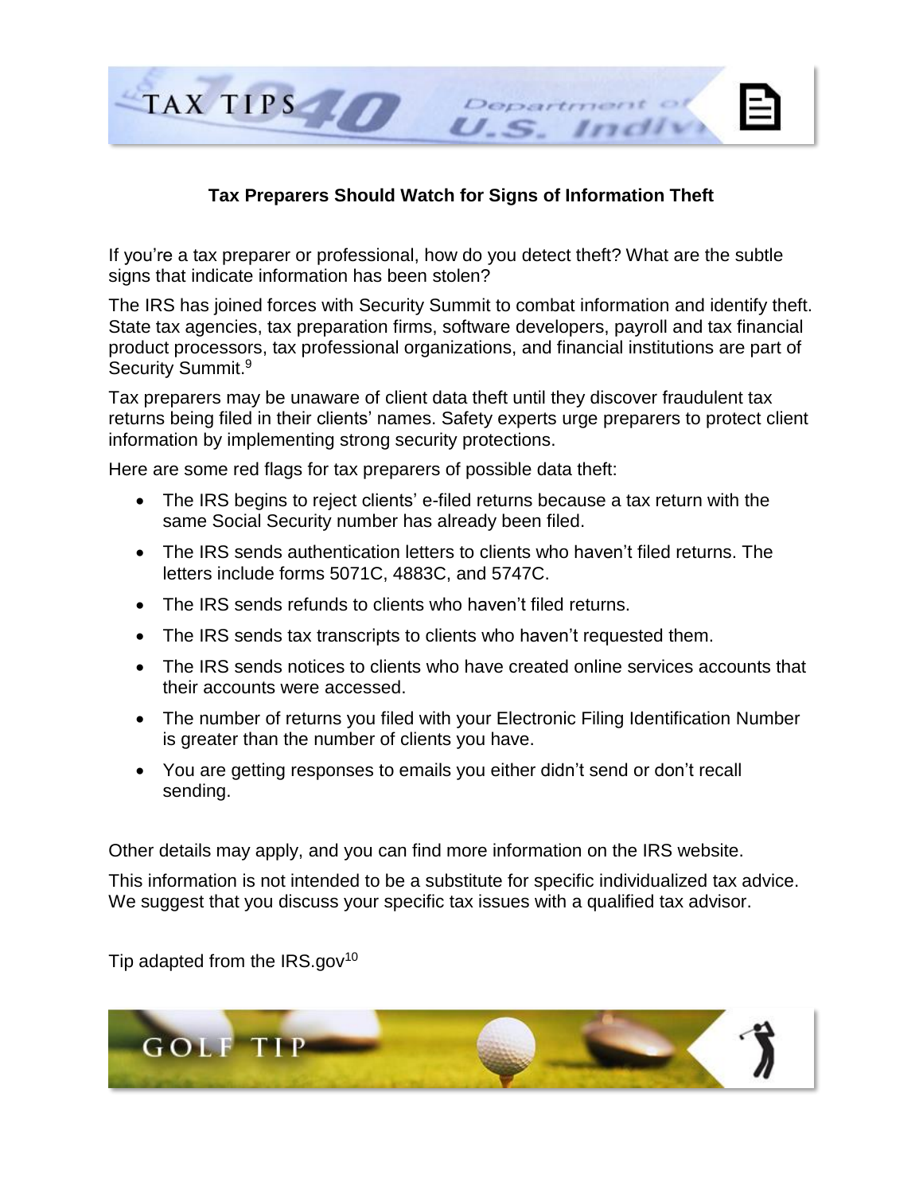TAX TIPS

**Tax Preparers Should Watch for Signs of Information Theft**

If you're a tax preparer or professional, how do you detect theft? What are the subtle signs that indicate information has been stolen?

The IRS has joined forces with Security Summit to combat information and identify theft. State tax agencies, tax preparation firms, software developers, payroll and tax financial product processors, tax professional organizations, and financial institutions are part of Security Summit.[9]

Tax preparers may be unaware of client data theft until they discover fraudulent tax returns being filed in their clients' names. Safety experts urge preparers to protect client information by implementing strong security protections.

Here are some red flags for tax preparers of possible data theft:

- The IRS begins to reject clients' e-filed returns because a tax return with the same Social Security number has already been filed.
- The IRS sends authentication letters to clients who haven't filed returns. The letters include forms 5071C, 4883C, and 5747C.
- The IRS sends refunds to clients who haven't filed returns.
- The IRS sends tax transcripts to clients who haven't requested them.
- The IRS sends notices to clients who have created online services accounts that their accounts were accessed.
- The number of returns you filed with your Electronic Filing Identification Number is greater than the number of clients you have.
- You are getting responses to emails you either didn't send or don't recall sending.

Other details may apply, and you can find more information on the IRS website.

This information is not intended to be a substitute for specific individualized tax advice. We suggest that you discuss your specific tax issues with a qualified tax advisor.

Tip adapted from the IRS.gov[10]

GOLF TIP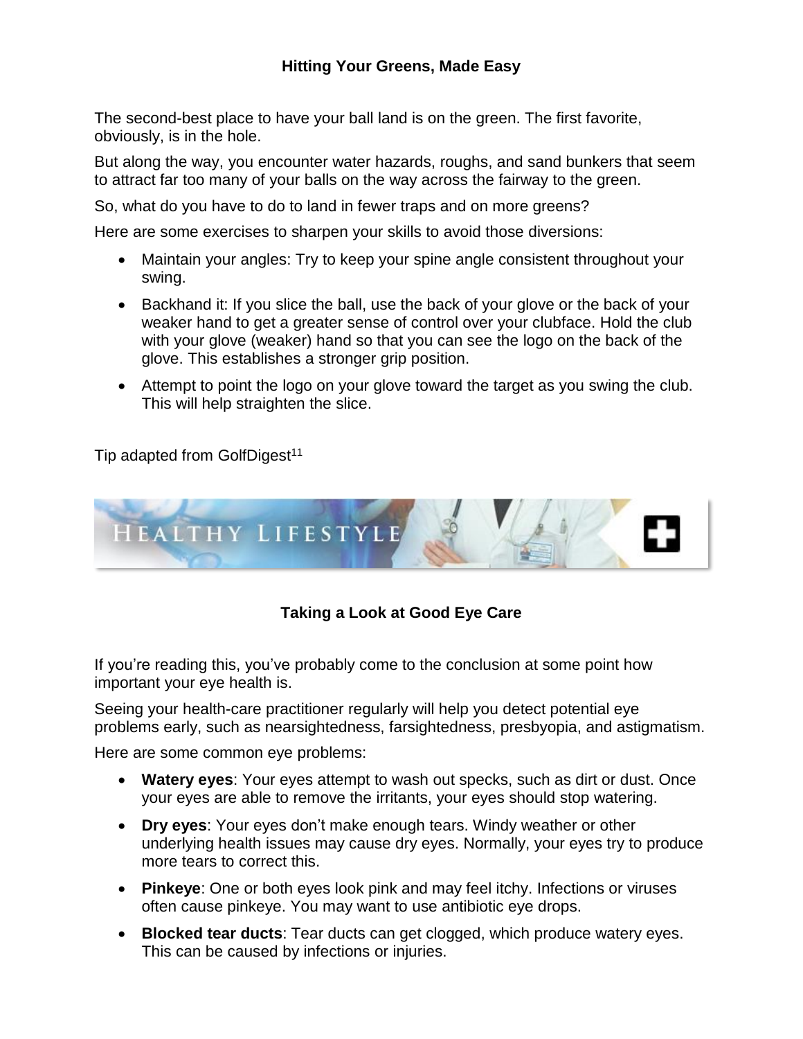### Hitting Your Greens, Made Easy

The second-best place to have your ball land is on the green. The first favorite, obviously, is in the hole.

But along the way, you encounter water hazards, roughs, and sand bunkers that seem to attract far too many of your balls on the way across the fairway to the green.

So, what do you have to do to land in fewer traps and on more greens?

Here are some exercises to sharpen your skills to avoid those diversions:

- Maintain your angles: Try to keep your spine angle consistent throughout your swing.
- Backhand it: If you slice the ball, use the back of your glove or the back of your weaker hand to get a greater sense of control over your clubface. Hold the club with your glove (weaker) hand so that you can see the logo on the back of the glove. This establishes a stronger grip position.
- Attempt to point the logo on your glove toward the target as you swing the club. This will help straighten the slice.

Tip adapted from GolfDigest[11]

HEALTHY LIFESTYLE

### Taking a Look at Good Eye Care

If you're reading this, you've probably come to the conclusion at some point how important your eye health is.

Seeing your health-care practitioner regularly will help you detect potential eye problems early, such as nearsightedness, farsightedness, presbyopia, and astigmatism.

Here are some common eye problems:

- **Watery eyes**: Your eyes attempt to wash out specks, such as dirt or dust. Once your eyes are able to remove the irritants, your eyes should stop watering.
- **Dry eyes**: Your eyes don't make enough tears. Windy weather or other underlying health issues may cause dry eyes. Normally, your eyes try to produce more tears to correct this.
- **Pinkeye**: One or both eyes look pink and may feel itchy. Infections or viruses often cause pinkeye. You may want to use antibiotic eye drops.
- **Blocked tear ducts**: Tear ducts can get clogged, which produce watery eyes. This can be caused by infections or injuries.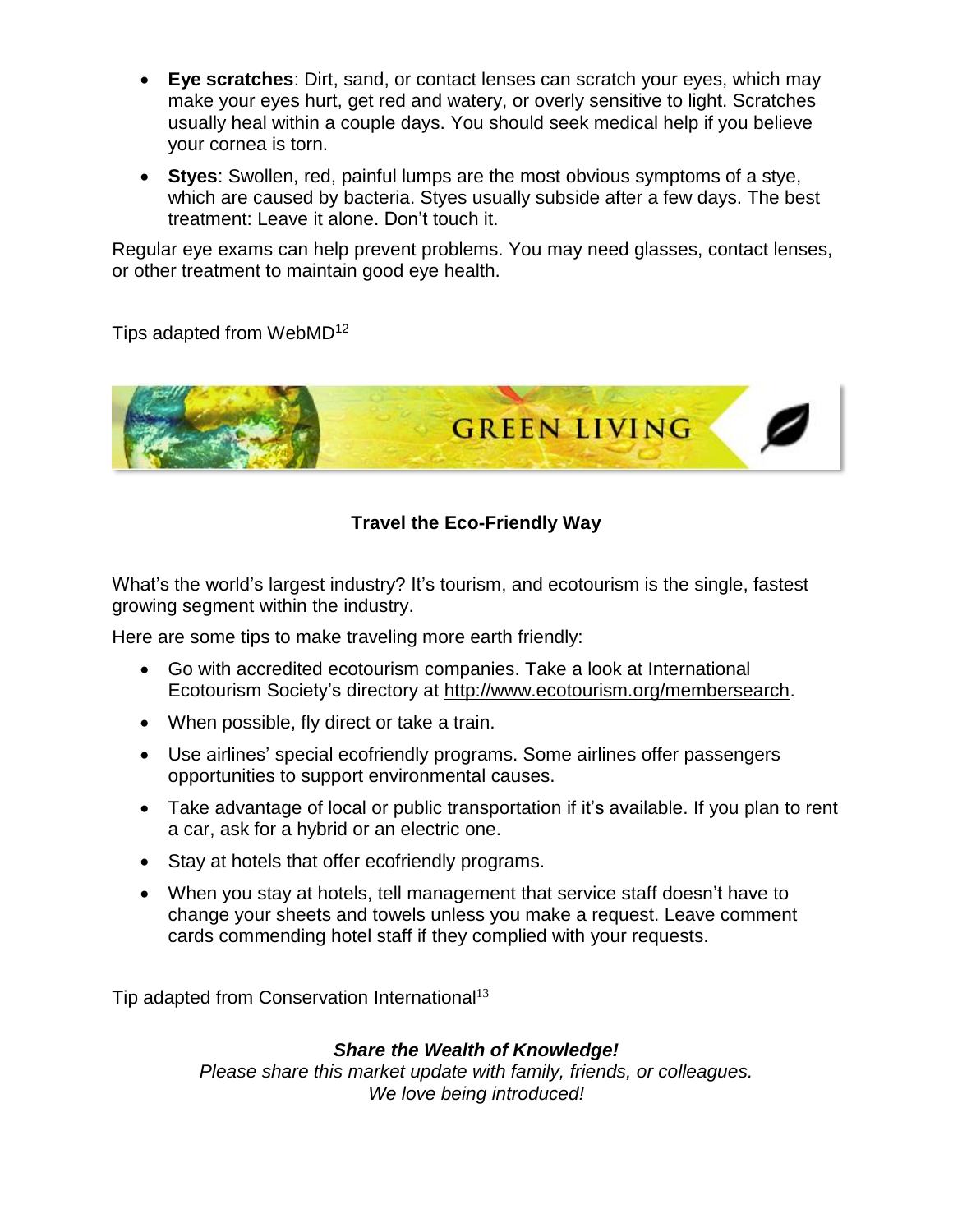- **Eye scratches**: Dirt, sand, or contact lenses can scratch your eyes, which may make your eyes hurt, get red and watery, or overly sensitive to light. Scratches usually heal within a couple days. You should seek medical help if you believe your cornea is torn.
- **Styes**: Swollen, red, painful lumps are the most obvious symptoms of a stye, which are caused by bacteria. Styes usually subside after a few days. The best treatment: Leave it alone. Don't touch it.

Regular eye exams can help prevent problems. You may need glasses, contact lenses, or other treatment to maintain good eye health.

Tips adapted from WebMD[12]

## GREEN LIVING

### Travel the Eco-Friendly Way

What's the world's largest industry? It's tourism, and ecotourism is the single, fastest growing segment within the industry.

Here are some tips to make traveling more earth friendly:

- Go with accredited ecotourism companies. Take a look at International Ecotourism Society's directory at http://www.ecotourism.org/membersearch.
- When possible, fly direct or take a train.
- Use airlines' special ecofriendly programs. Some airlines offer passengers opportunities to support environmental causes.
- Take advantage of local or public transportation if it's available. If you plan to rent a car, ask for a hybrid or an electric one.
- Stay at hotels that offer ecofriendly programs.
- When you stay at hotels, tell management that service staff doesn't have to change your sheets and towels unless you make a request. Leave comment cards commending hotel staff if they complied with your requests.

Tip adapted from Conservation International[13]

***Share the Wealth of Knowledge!***

*Please share this market update with family, friends, or colleagues.*
*We love being introduced!*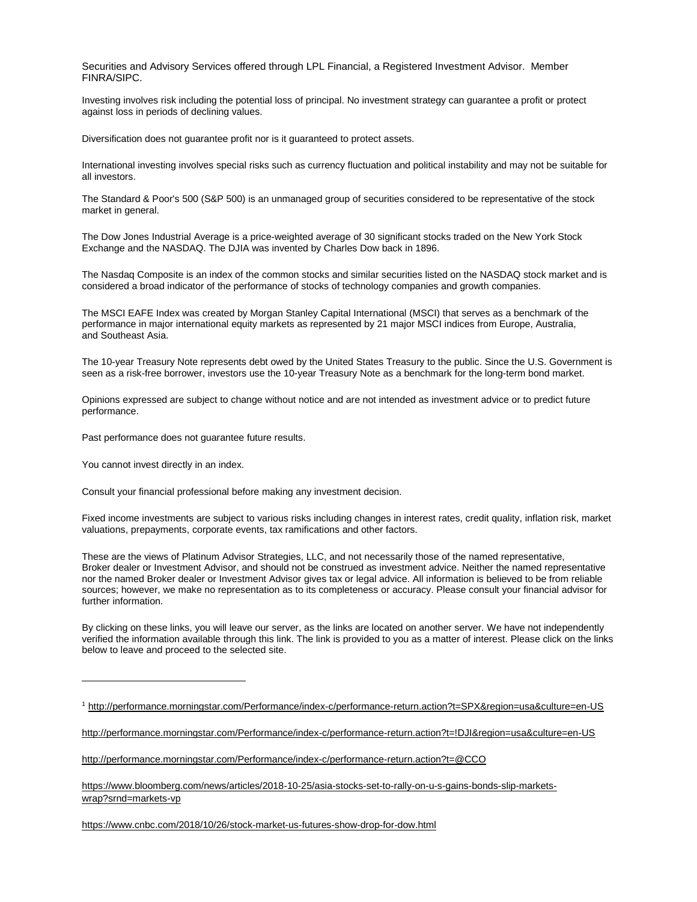Securities and Advisory Services offered through LPL Financial, a Registered Investment Advisor. Member FINRA/SIPC.

Investing involves risk including the potential loss of principal. No investment strategy can guarantee a profit or protect against loss in periods of declining values.

Diversification does not guarantee profit nor is it guaranteed to protect assets.

International investing involves special risks such as currency fluctuation and political instability and may not be suitable for all investors.

The Standard & Poor's 500 (S&P 500) is an unmanaged group of securities considered to be representative of the stock market in general.

The Dow Jones Industrial Average is a price-weighted average of 30 significant stocks traded on the New York Stock Exchange and the NASDAQ. The DJIA was invented by Charles Dow back in 1896.

The Nasdaq Composite is an index of the common stocks and similar securities listed on the NASDAQ stock market and is considered a broad indicator of the performance of stocks of technology companies and growth companies.

The MSCI EAFE Index was created by Morgan Stanley Capital International (MSCI) that serves as a benchmark of the performance in major international equity markets as represented by 21 major MSCI indices from Europe, Australia, and Southeast Asia.

The 10-year Treasury Note represents debt owed by the United States Treasury to the public. Since the U.S. Government is seen as a risk-free borrower, investors use the 10-year Treasury Note as a benchmark for the long-term bond market.

Opinions expressed are subject to change without notice and are not intended as investment advice or to predict future performance.

Past performance does not guarantee future results.

You cannot invest directly in an index.

Consult your financial professional before making any investment decision.

Fixed income investments are subject to various risks including changes in interest rates, credit quality, inflation risk, market valuations, prepayments, corporate events, tax ramifications and other factors.

These are the views of Platinum Advisor Strategies, LLC, and not necessarily those of the named representative, Broker dealer or Investment Advisor, and should not be construed as investment advice. Neither the named representative nor the named Broker dealer or Investment Advisor gives tax or legal advice. All information is believed to be from reliable sources; however, we make no representation as to its completeness or accuracy. Please consult your financial advisor for further information.

By clicking on these links, you will leave our server, as the links are located on another server. We have not independently verified the information available through this link. The link is provided to you as a matter of interest. Please click on the links below to leave and proceed to the selected site.

---

[1] http://performance.morningstar.com/Performance/index-c/performance-return.action?t=SPX&region=usa&culture=en-US

http://performance.morningstar.com/Performance/index-c/performance-return.action?t=!DJI&region=usa&culture=en-US

http://performance.morningstar.com/Performance/index-c/performance-return.action?t=@CCO

https://www.bloomberg.com/news/articles/2018-10-25/asia-stocks-set-to-rally-on-u-s-gains-bonds-slip-markets-wrap?srnd=markets-vp

https://www.cnbc.com/2018/10/26/stock-market-us-futures-show-drop-for-dow.html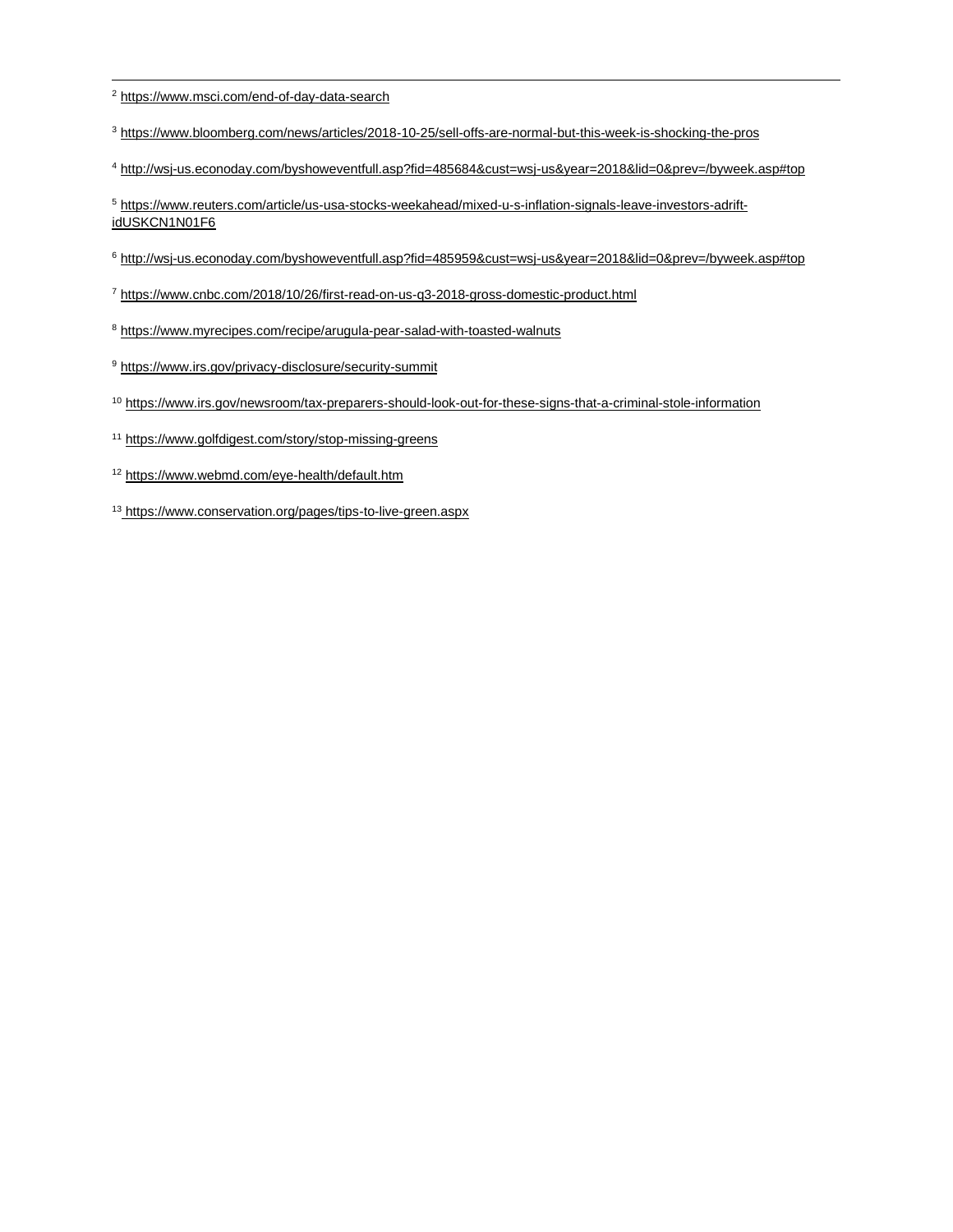[2] https://www.msci.com/end-of-day-data-search

[3] https://www.bloomberg.com/news/articles/2018-10-25/sell-offs-are-normal-but-this-week-is-shocking-the-pros

[4] http://wsj-us.econoday.com/byshoweventfull.asp?fid=485684&cust=wsj-us&year=2018&lid=0&prev=/byweek.asp#top

[5] https://www.reuters.com/article/us-usa-stocks-weekahead/mixed-u-s-inflation-signals-leave-investors-adrift-idUSKCN1N01F6

[6] http://wsj-us.econoday.com/byshoweventfull.asp?fid=485959&cust=wsj-us&year=2018&lid=0&prev=/byweek.asp#top

[7] https://www.cnbc.com/2018/10/26/first-read-on-us-q3-2018-gross-domestic-product.html

[8] https://www.myrecipes.com/recipe/arugula-pear-salad-with-toasted-walnuts

[9] https://www.irs.gov/privacy-disclosure/security-summit

[10] https://www.irs.gov/newsroom/tax-preparers-should-look-out-for-these-signs-that-a-criminal-stole-information

[11] https://www.golfdigest.com/story/stop-missing-greens

[12] https://www.webmd.com/eye-health/default.htm

[13] https://www.conservation.org/pages/tips-to-live-green.aspx